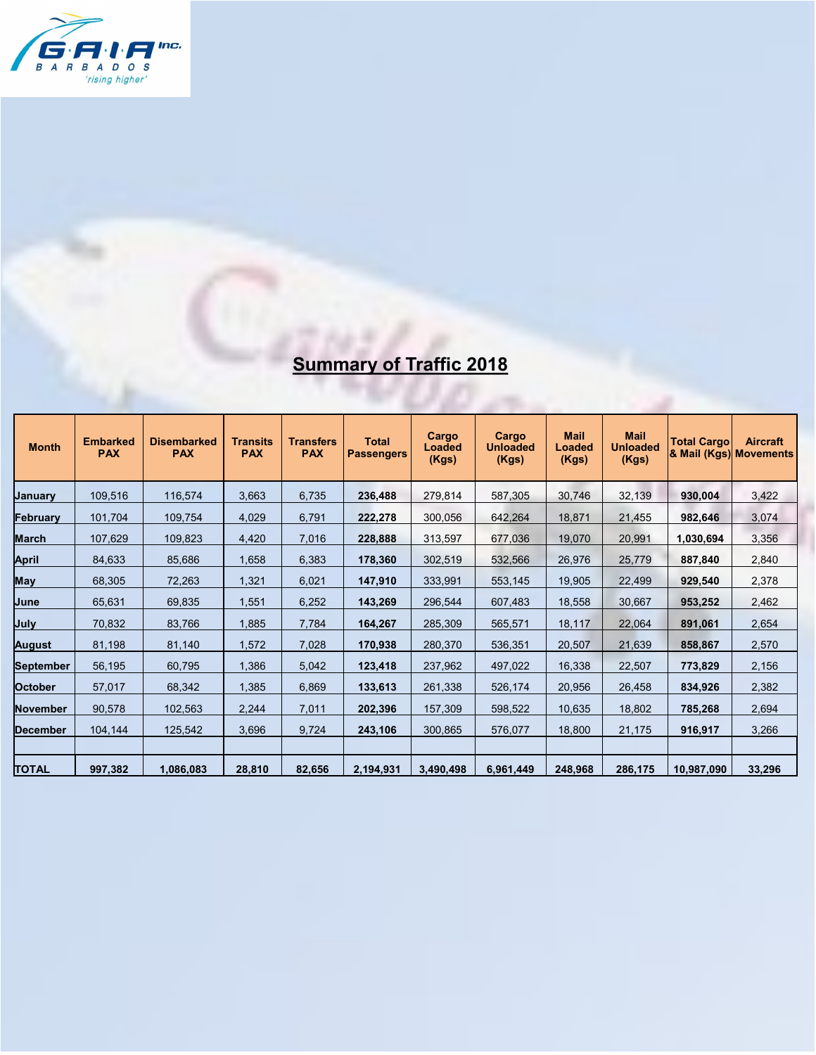GAIA Inc.
BARBADOS
'rising higher'

# Summary of Traffic 2018

| Month | Embarked PAX | Disembarked PAX | Transits PAX | Transfers PAX | Total Passengers | Cargo Loaded (Kgs) | Cargo Unloaded (Kgs) | Mail Loaded (Kgs) | Mail Unloaded (Kgs) | Total Cargo & Mail (Kgs) | Aircraft Movements |
|---|---|---|---|---|---|---|---|---|---|---|---|
| January | 109,516 | 116,574 | 3,663 | 6,735 | **236,488** | 279,814 | 587,305 | 30,746 | 32,139 | **930,004** | 3,422 |
| February | 101,704 | 109,754 | 4,029 | 6,791 | **222,278** | 300,056 | 642,264 | 18,871 | 21,455 | **982,646** | 3,074 |
| March | 107,629 | 109,823 | 4,420 | 7,016 | **228,888** | 313,597 | 677,036 | 19,070 | 20,991 | **1,030,694** | 3,356 |
| April | 84,633 | 85,686 | 1,658 | 6,383 | **178,360** | 302,519 | 532,566 | 26,976 | 25,779 | **887,840** | 2,840 |
| May | 68,305 | 72,263 | 1,321 | 6,021 | **147,910** | 333,991 | 553,145 | 19,905 | 22,499 | **929,540** | 2,378 |
| June | 65,631 | 69,835 | 1,551 | 6,252 | **143,269** | 296,544 | 607,483 | 18,558 | 30,667 | **953,252** | 2,462 |
| July | 70,832 | 83,766 | 1,885 | 7,784 | **164,267** | 285,309 | 565,571 | 18,117 | 22,064 | **891,061** | 2,654 |
| August | 81,198 | 81,140 | 1,572 | 7,028 | **170,938** | 280,370 | 536,351 | 20,507 | 21,639 | **858,867** | 2,570 |
| September | 56,195 | 60,795 | 1,386 | 5,042 | **123,418** | 237,962 | 497,022 | 16,338 | 22,507 | **773,829** | 2,156 |
| October | 57,017 | 68,342 | 1,385 | 6,869 | **133,613** | 261,338 | 526,174 | 20,956 | 26,458 | **834,926** | 2,382 |
| November | 90,578 | 102,563 | 2,244 | 7,011 | **202,396** | 157,309 | 598,522 | 10,635 | 18,802 | **785,268** | 2,694 |
| December | 104,144 | 125,542 | 3,696 | 9,724 | **243,106** | 300,865 | 576,077 | 18,800 | 21,175 | **916,917** | 3,266 |
| | | | | | | | | | | | |
| **TOTAL** | **997,382** | **1,086,083** | **28,810** | **82,656** | **2,194,931** | **3,490,498** | **6,961,449** | **248,968** | **286,175** | **10,987,090** | **33,296** |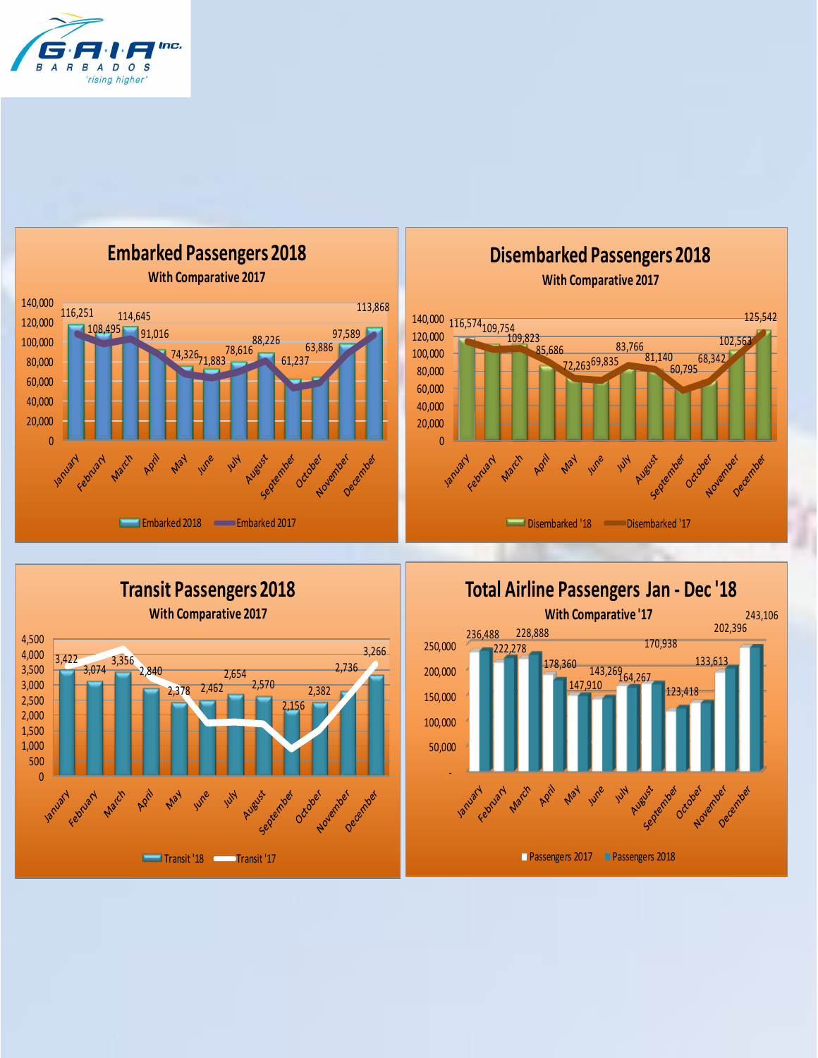## Embarked Passengers 2018

### With Comparative 2017

| Month | Embarked 2018 |
|---|---|
| January | 116,251 |
| February | 108,495 |
| March | 114,645 |
| April | 91,016 |
| May | 74,326 |
| June | 71,883 |
| July | 78,616 |
| August | 88,226 |
| September | 61,237 |
| October | 63,886 |
| November | 97,589 |
| December | 113,868 |

Embarked 2018 — Embarked 2017

## Disembarked Passengers 2018

### With Comparative 2017

| Month | Disembarked '18 |
|---|---|
| January | 116,574 |
| February | 109,754 |
| March | 109,823 |
| April | 85,686 |
| May | 72,263 |
| June | 69,835 |
| July | 83,766 |
| August | 81,140 |
| September | 60,795 |
| October | 68,342 |
| November | 102,563 |
| December | 125,542 |

Disembarked '18 — Disembarked '17

## Transit Passengers 2018

### With Comparative 2017

| Month | Transit '18 |
|---|---|
| January | 3,422 |
| February | 3,074 |
| March | 3,356 |
| April | 2,840 |
| May | 2,378 |
| June | 2,462 |
| July | 2,654 |
| August | 2,570 |
| September | 2,156 |
| October | 2,382 |
| November | 2,736 |
| December | 3,266 |

Transit '18 — Transit '17

## Total Airline Passengers Jan - Dec '18

### With Comparative '17

| Month | Passengers 2018 |
|---|---|
| January | 236,488 |
| February | 222,278 |
| March | 228,888 |
| April | 178,360 |
| May | 147,910 |
| June | 143,269 |
| July | 164,267 |
| August | 170,938 |
| September | 123,418 |
| October | 133,613 |
| November | 202,396 |
| December | 243,106 |

Passengers 2017 — Passengers 2018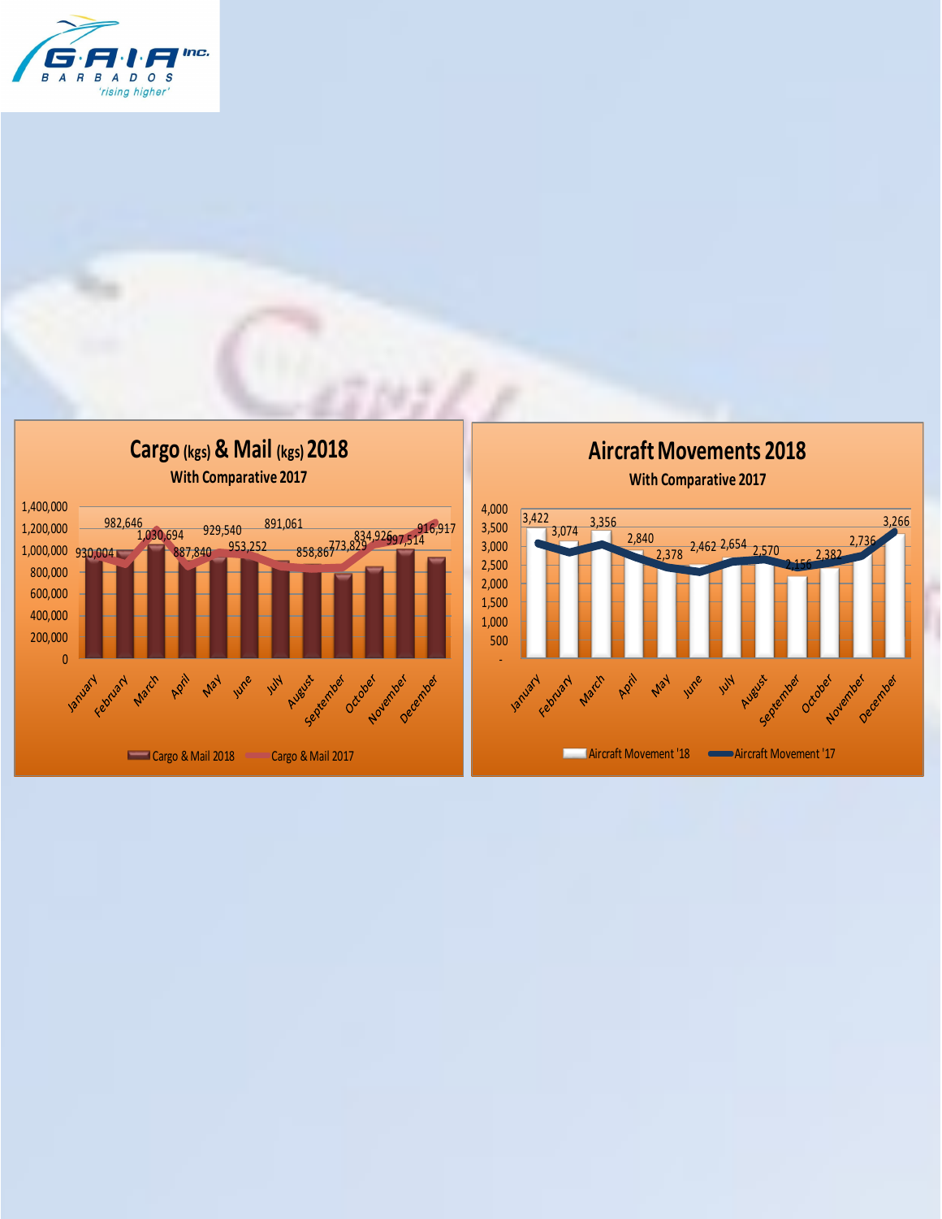# Cargo (kgs) & Mail (kgs) 2018

**With Comparative 2017**

1,400,000
1,200,000
1,000,000
800,000
600,000
400,000
200,000
0

930,004
982,646
1,030,694
887,840
929,540
953,252
891,061
858,867
773,829
834,926
997,514
916,917

January February March April May June July August September October November December

Cargo & Mail 2018 — Cargo & Mail 2017

# Aircraft Movements 2018

**With Comparative 2017**

4,000
3,500
3,000
2,500
2,000
1,500
1,000
500
-

3,422
3,074
3,356
2,840
2,378
2,462
2,654
2,570
2,156
2,382
2,736
3,266

January February March April May June July August September October November December

Aircraft Movement '18 — Aircraft Movement '17